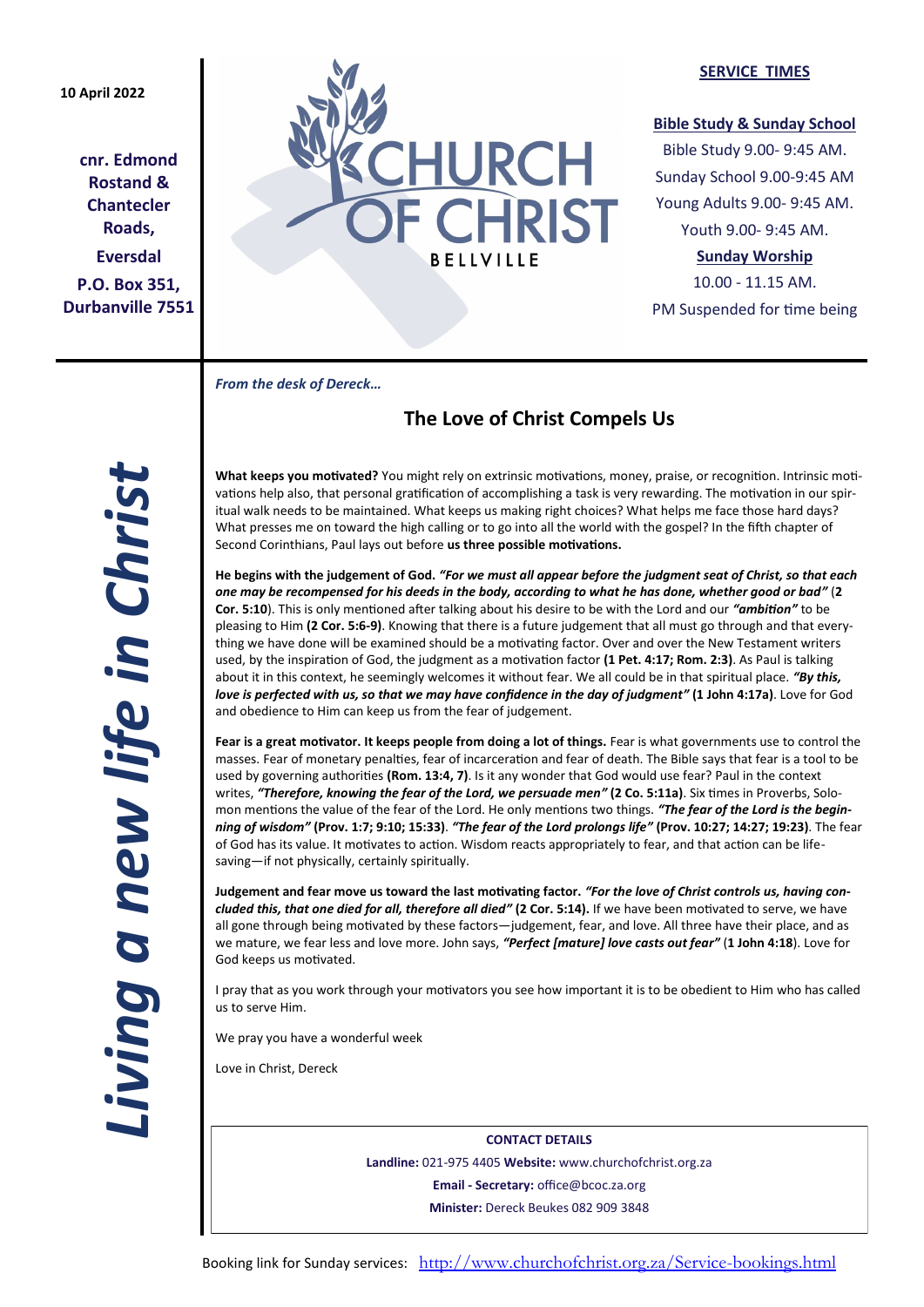10 April 2022

**cnr. Edmond Rostand & Chantecler Roads,**

**Eversdal**

**P.O. Box 351, Durbanville 7551**

# CHURCH OF CHRIST BELLVILLE

**SERVICE TIMES**

**Bible Study & Sunday School**

Bible Study 9.00- 9:45 AM.

Sunday School 9.00-9:45 AM

Young Adults 9.00- 9:45 AM.

Youth 9.00- 9:45 AM.

**Sunday Worship**

10.00 - 11.15 AM.

PM Suspended for time being

*Living a new life in Christ*

***From the desk of Dereck…***

## The Love of Christ Compels Us

**What keeps you motivated?** You might rely on extrinsic motivations, money, praise, or recognition. Intrinsic motivations help also, that personal gratification of accomplishing a task is very rewarding. The motivation in our spiritual walk needs to be maintained. What keeps us making right choices? What helps me face those hard days? What presses me on toward the high calling or to go into all the world with the gospel? In the fifth chapter of Second Corinthians, Paul lays out before **us three possible motivations.**

**He begins with the judgement of God.** ***"For we must all appear before the judgment seat of Christ, so that each one may be recompensed for his deeds in the body, according to what he has done, whether good or bad"*** (**2 Cor. 5:10**). This is only mentioned after talking about his desire to be with the Lord and our ***"ambition"*** to be pleasing to Him **(2 Cor. 5:6-9)**. Knowing that there is a future judgement that all must go through and that everything we have done will be examined should be a motivating factor. Over and over the New Testament writers used, by the inspiration of God, the judgment as a motivation factor **(1 Pet. 4:17; Rom. 2:3)**. As Paul is talking about it in this context, he seemingly welcomes it without fear. We all could be in that spiritual place. ***"By this, love is perfected with us, so that we may have confidence in the day of judgment"*** **(1 John 4:17a)**. Love for God and obedience to Him can keep us from the fear of judgement.

**Fear is a great motivator. It keeps people from doing a lot of things.** Fear is what governments use to control the masses. Fear of monetary penalties, fear of incarceration and fear of death. The Bible says that fear is a tool to be used by governing authorities **(Rom. 13:4, 7)**. Is it any wonder that God would use fear? Paul in the context writes, ***"Therefore, knowing the fear of the Lord, we persuade men"*** **(2 Co. 5:11a)**. Six times in Proverbs, Solomon mentions the value of the fear of the Lord. He only mentions two things. ***"The fear of the Lord is the beginning of wisdom"*** **(Prov. 1:7; 9:10; 15:33)**. ***"The fear of the Lord prolongs life"*** **(Prov. 10:27; 14:27; 19:23)**. The fear of God has its value. It motivates to action. Wisdom reacts appropriately to fear, and that action can be life-saving—if not physically, certainly spiritually.

**Judgement and fear move us toward the last motivating factor.** ***"For the love of Christ controls us, having concluded this, that one died for all, therefore all died"*** **(2 Cor. 5:14).** If we have been motivated to serve, we have all gone through being motivated by these factors—judgement, fear, and love. All three have their place, and as we mature, we fear less and love more. John says, ***"Perfect [mature] love casts out fear"*** (**1 John 4:18**). Love for God keeps us motivated.

I pray that as you work through your motivators you see how important it is to be obedient to Him who has called us to serve Him.

We pray you have a wonderful week

Love in Christ, Dereck

**CONTACT DETAILS**

**Landline:** 021-975 4405 **Website:** www.churchofchrist.org.za

**Email - Secretary:** office@bcoc.za.org

**Minister:** Dereck Beukes 082 909 3848

Booking link for Sunday services: http://www.churchofchrist.org.za/Service-bookings.html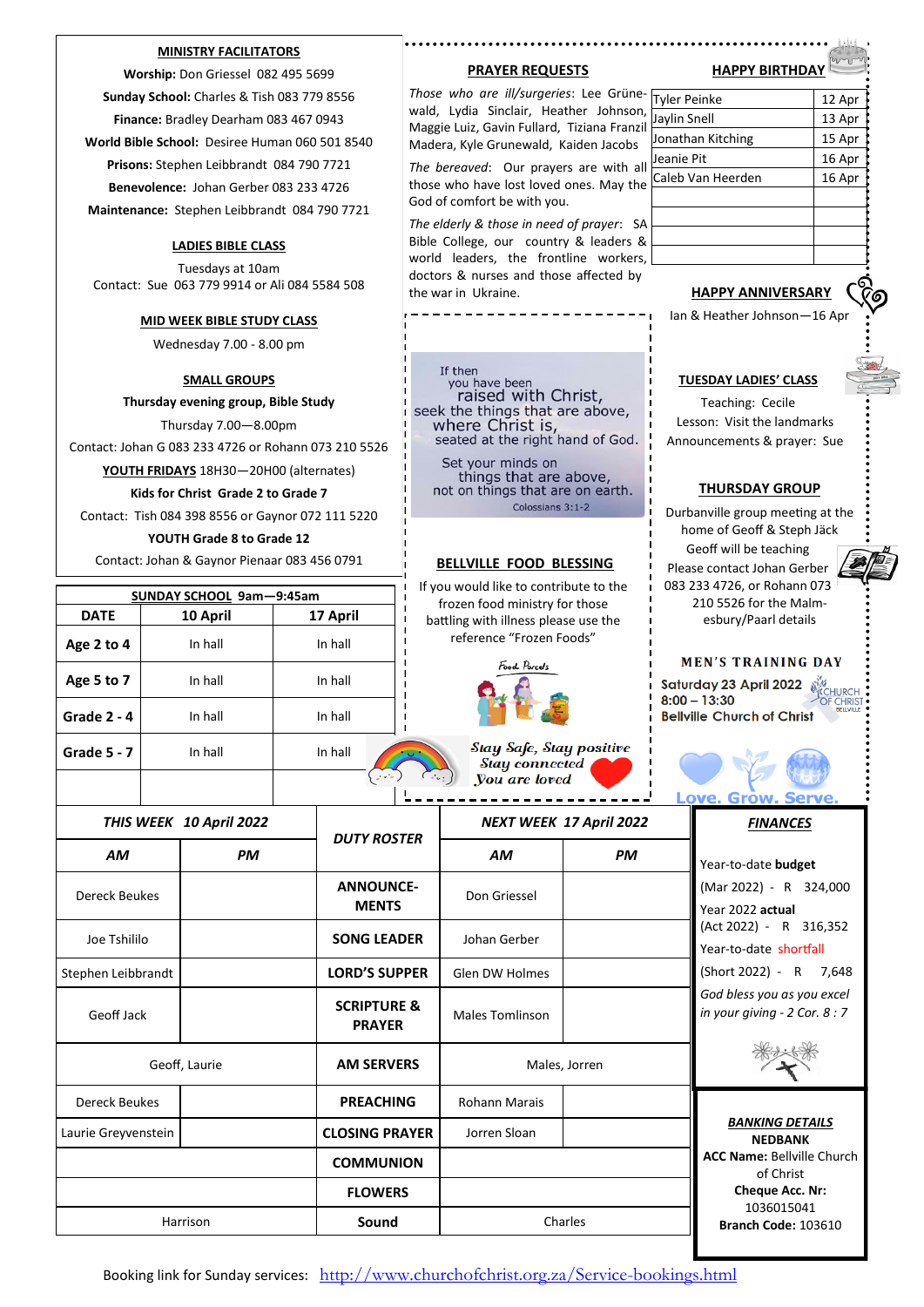## MINISTRY FACILITATORS

**Worship:** Don Griessel 082 495 5699

**Sunday School:** Charles & Tish 083 779 8556

**Finance:** Bradley Dearham 083 467 0943

**World Bible School:** Desiree Human 060 501 8540

**Prisons:** Stephen Leibbrandt 084 790 7721

**Benevolence:** Johan Gerber 083 233 4726

**Maintenance:** Stephen Leibbrandt 084 790 7721

## LADIES BIBLE CLASS

Tuesdays at 10am
Contact: Sue 063 779 9914 or Ali 084 5584 508

## MID WEEK BIBLE STUDY CLASS

Wednesday 7.00 - 8.00 pm

## SMALL GROUPS

**Thursday evening group, Bible Study**

Thursday 7.00—8.00pm

Contact: Johan G 083 233 4726 or Rohann 073 210 5526

**YOUTH FRIDAYS** 18H30—20H00 (alternates)

**Kids for Christ Grade 2 to Grade 7**

Contact: Tish 084 398 8556 or Gaynor 072 111 5220

**YOUTH Grade 8 to Grade 12**

Contact: Johan & Gaynor Pienaar 083 456 0791

| SUNDAY SCHOOL 9am—9:45am | | |
|---|---|---|
| **DATE** | **10 April** | **17 April** |
| **Age 2 to 4** | In hall | In hall |
| **Age 5 to 7** | In hall | In hall |
| **Grade 2 - 4** | In hall | In hall |
| **Grade 5 - 7** | In hall | In hall |
| | | |

## PRAYER REQUESTS

*Those who are ill/surgeries*: Lee Grünewald, Lydia Sinclair, Heather Johnson, Maggie Luiz, Gavin Fullard, Tiziana Franzil Madera, Kyle Grunewald, Kaiden Jacobs

*The bereaved*: Our prayers are with all those who have lost loved ones. May the God of comfort be with you.

*The elderly & those in need of prayer*: SA Bible College, our country & leaders & world leaders, the frontline workers, doctors & nurses and those affected by the war in Ukraine.

If then you have been raised with Christ, seek the things that are above, where Christ is, seated at the right hand of God. Set your minds on things that are above, not on things that are on earth.
Colossians 3:1-2

## BELLVILLE FOOD BLESSING

If you would like to contribute to the frozen food ministry for those battling with illness please use the reference "Frozen Foods"

Food Parcels

*Stay Safe, Stay positive*
*Stay connected*
*You are loved*

## HAPPY BIRTHDAY

| | |
|---|---|
| Tyler Peinke | 12 Apr |
| Jaylin Snell | 13 Apr |
| Jonathan Kitching | 15 Apr |
| Jeanie Pit | 16 Apr |
| Caleb Van Heerden | 16 Apr |
| | |
| | |
| | |
| | |

## HAPPY ANNIVERSARY

Ian & Heather Johnson—16 Apr

## TUESDAY LADIES' CLASS

Teaching: Cecile
Lesson: Visit the landmarks
Announcements & prayer: Sue

## THURSDAY GROUP

Durbanville group meeting at the home of Geoff & Steph Jäck
Geoff will be teaching
Please contact Johan Gerber 083 233 4726, or Rohann 073 210 5526 for the Malmesbury/Paarl details

## MEN'S TRAINING DAY

Saturday 23 April 2022
8:00 – 13:30
Bellville Church of Christ

Love. Grow. Serve.

| THIS WEEK 10 April 2022 | | DUTY ROSTER | NEXT WEEK 17 April 2022 | |
|---|---|---|---|---|
| **AM** | **PM** | | **AM** | **PM** |
| Dereck Beukes | | **ANNOUNCEMENTS** | Don Griessel | |
| Joe Tshilillo | | **SONG LEADER** | Johan Gerber | |
| Stephen Leibbrandt | | **LORD'S SUPPER** | Glen DW Holmes | |
| Geoff Jack | | **SCRIPTURE & PRAYER** | Males Tomlinson | |
| Geoff, Laurie | | **AM SERVERS** | Males, Jorren | |
| Dereck Beukes | | **PREACHING** | Rohann Marais | |
| Laurie Greyvenstein | | **CLOSING PRAYER** | Jorren Sloan | |
| | | **COMMUNION** | | |
| | | **FLOWERS** | | |
| Harrison | | **Sound** | Charles | |

## FINANCES

Year-to-date **budget**
(Mar 2022) - R 324,000
Year 2022 **actual**
(Act 2022) - R 316,352
Year-to-date shortfall
(Short 2022) - R 7,648

*God bless you as you excel in your giving - 2 Cor. 8 : 7*

## BANKING DETAILS

**NEDBANK**
**ACC Name:** Bellville Church of Christ
**Cheque Acc. Nr:** 1036015041
**Branch Code:** 103610

Booking link for Sunday services: http://www.churchofchrist.org.za/Service-bookings.html